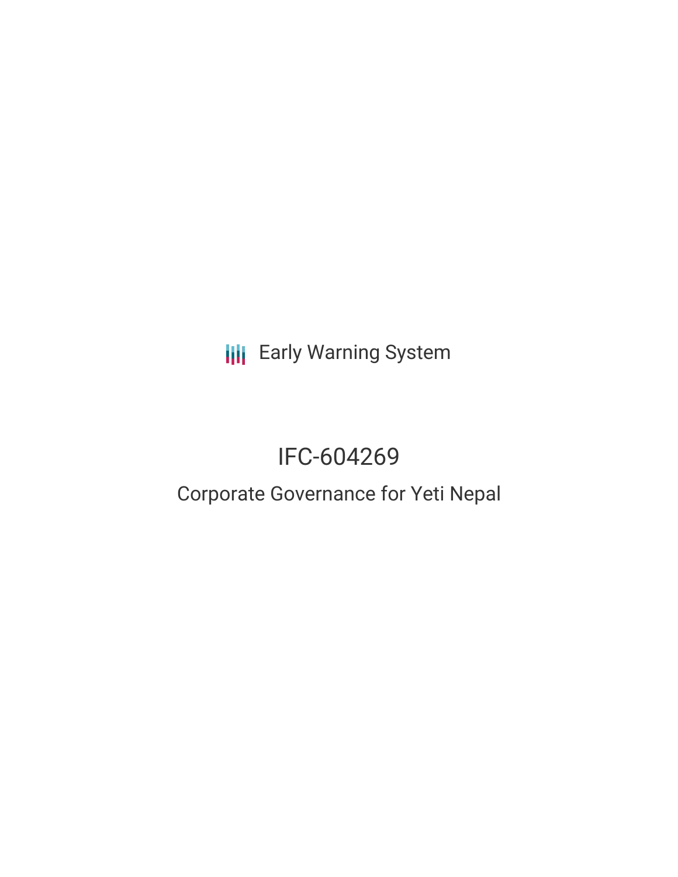Early Warning System

# IFC-604269

## Corporate Governance for Yeti Nepal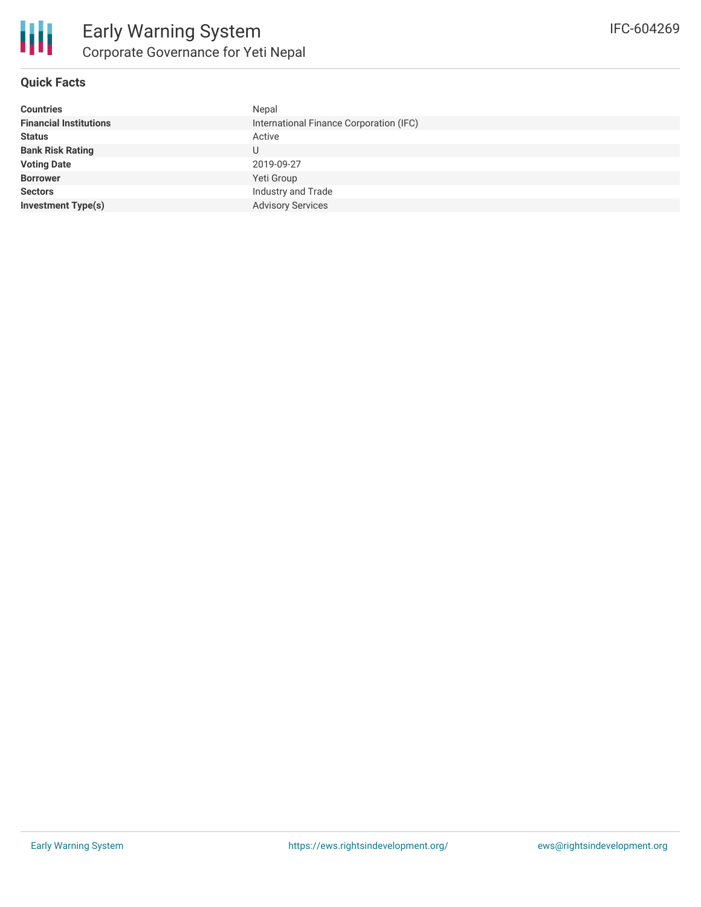# Early Warning System

## Corporate Governance for Yeti Nepal

IFC-604269

### Quick Facts

| | |
|---|---|
| **Countries** | Nepal |
| **Financial Institutions** | International Finance Corporation (IFC) |
| **Status** | Active |
| **Bank Risk Rating** | U |
| **Voting Date** | 2019-09-27 |
| **Borrower** | Yeti Group |
| **Sectors** | Industry and Trade |
| **Investment Type(s)** | Advisory Services |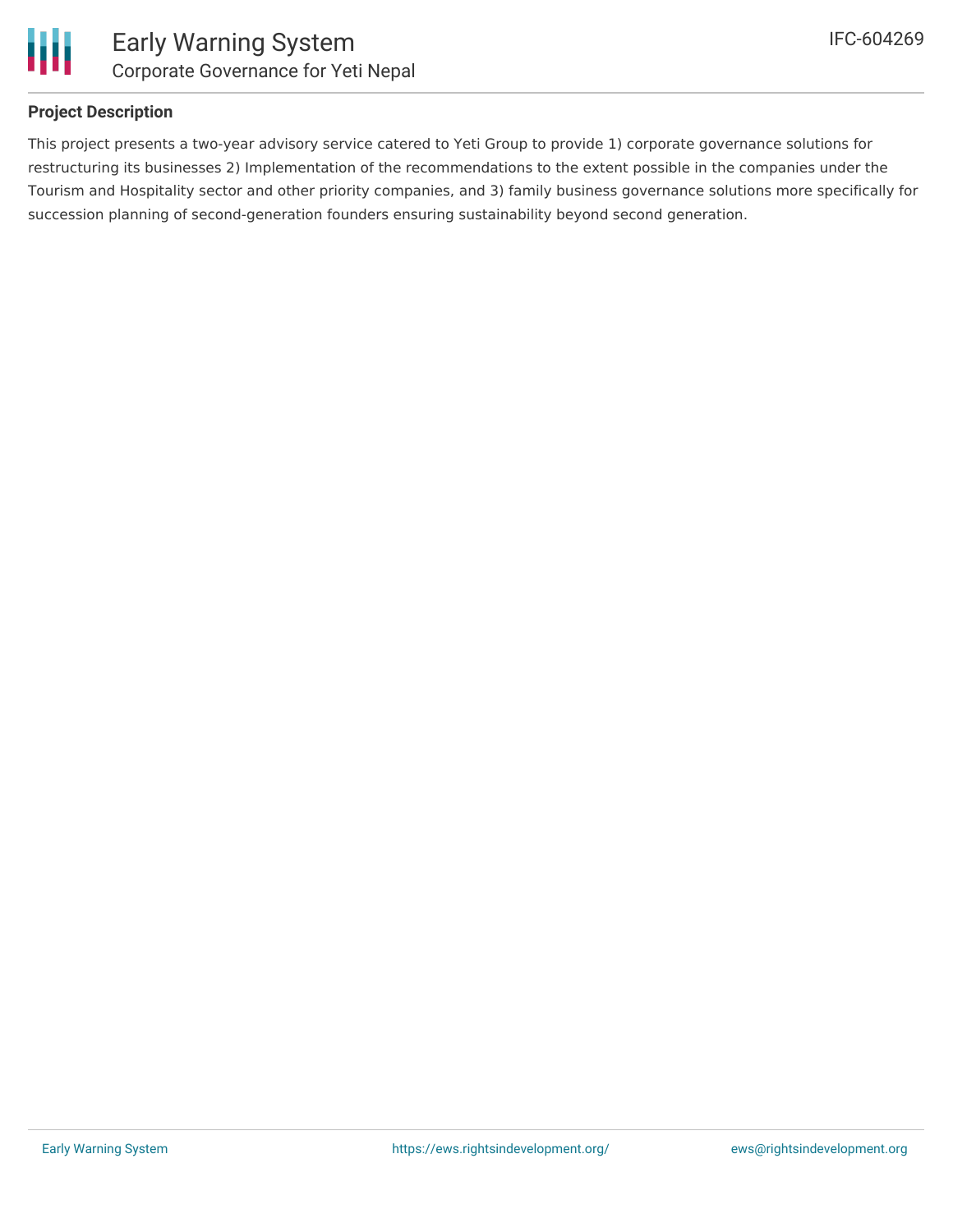## Project Description

This project presents a two-year advisory service catered to Yeti Group to provide 1) corporate governance solutions for restructuring its businesses 2) Implementation of the recommendations to the extent possible in the companies under the Tourism and Hospitality sector and other priority companies, and 3) family business governance solutions more specifically for succession planning of second-generation founders ensuring sustainability beyond second generation.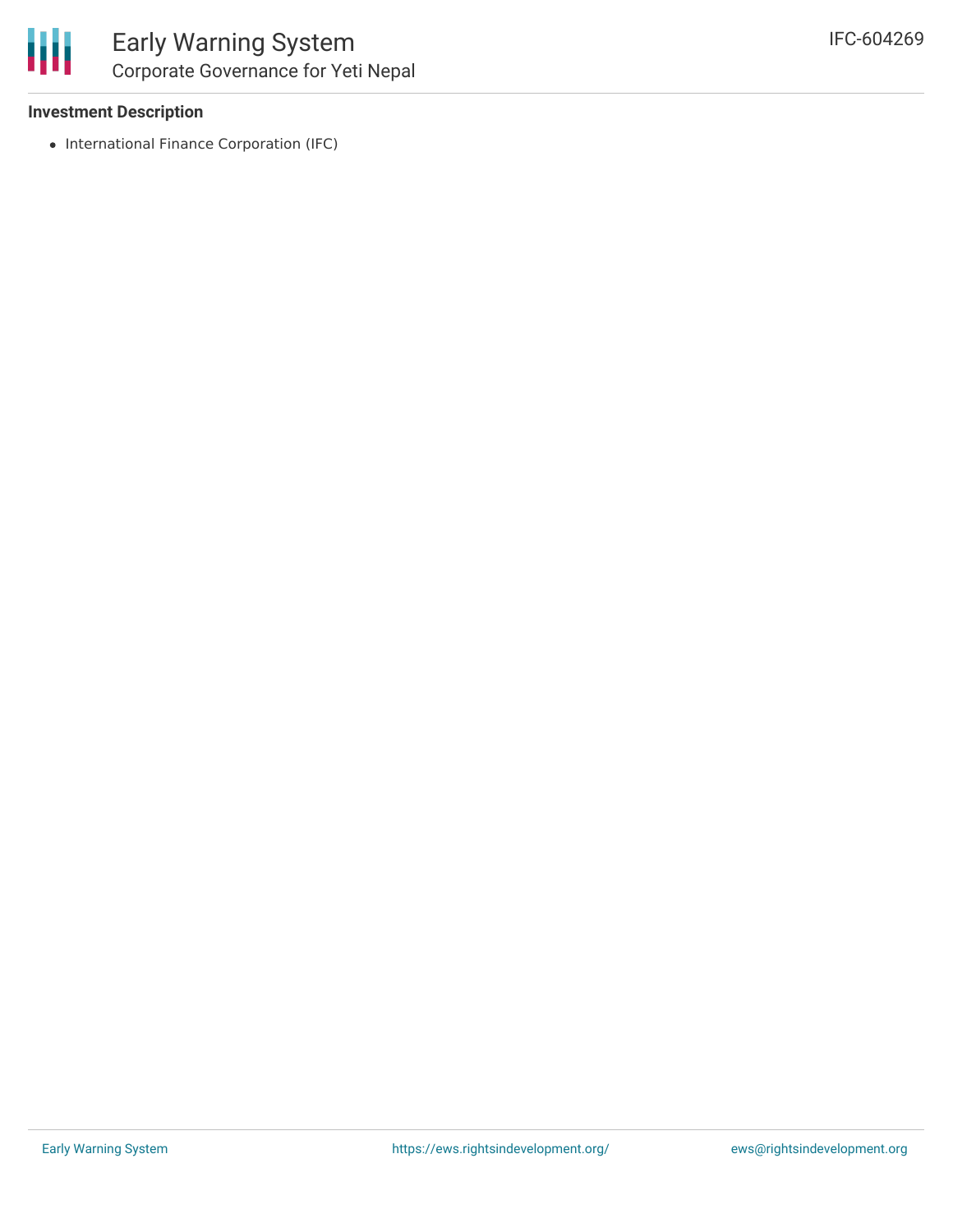**Investment Description**

- International Finance Corporation (IFC)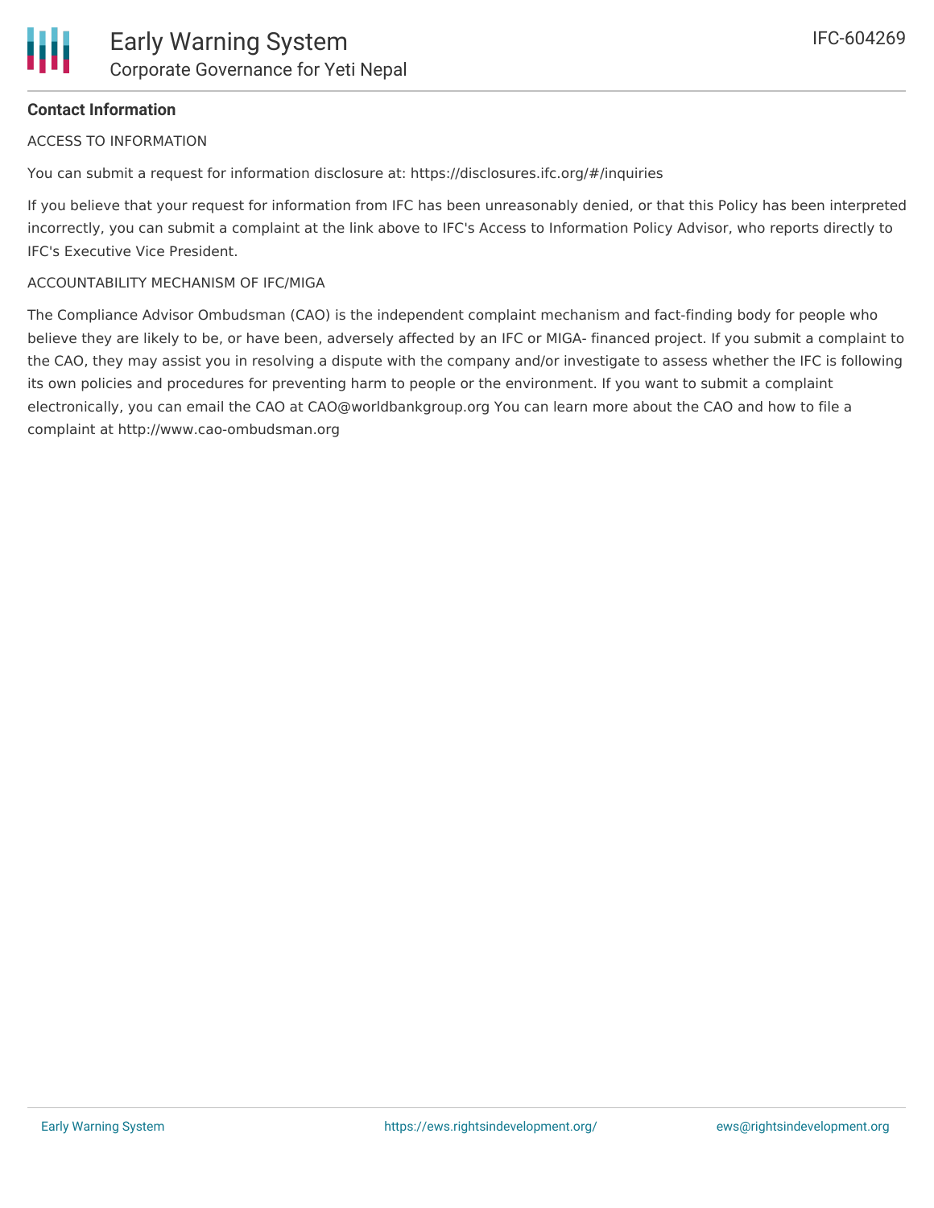**Contact Information**

ACCESS TO INFORMATION

You can submit a request for information disclosure at: https://disclosures.ifc.org/#/inquiries

If you believe that your request for information from IFC has been unreasonably denied, or that this Policy has been interpreted incorrectly, you can submit a complaint at the link above to IFC's Access to Information Policy Advisor, who reports directly to IFC's Executive Vice President.

ACCOUNTABILITY MECHANISM OF IFC/MIGA

The Compliance Advisor Ombudsman (CAO) is the independent complaint mechanism and fact-finding body for people who believe they are likely to be, or have been, adversely affected by an IFC or MIGA- financed project. If you submit a complaint to the CAO, they may assist you in resolving a dispute with the company and/or investigate to assess whether the IFC is following its own policies and procedures for preventing harm to people or the environment. If you want to submit a complaint electronically, you can email the CAO at CAO@worldbankgroup.org You can learn more about the CAO and how to file a complaint at http://www.cao-ombudsman.org